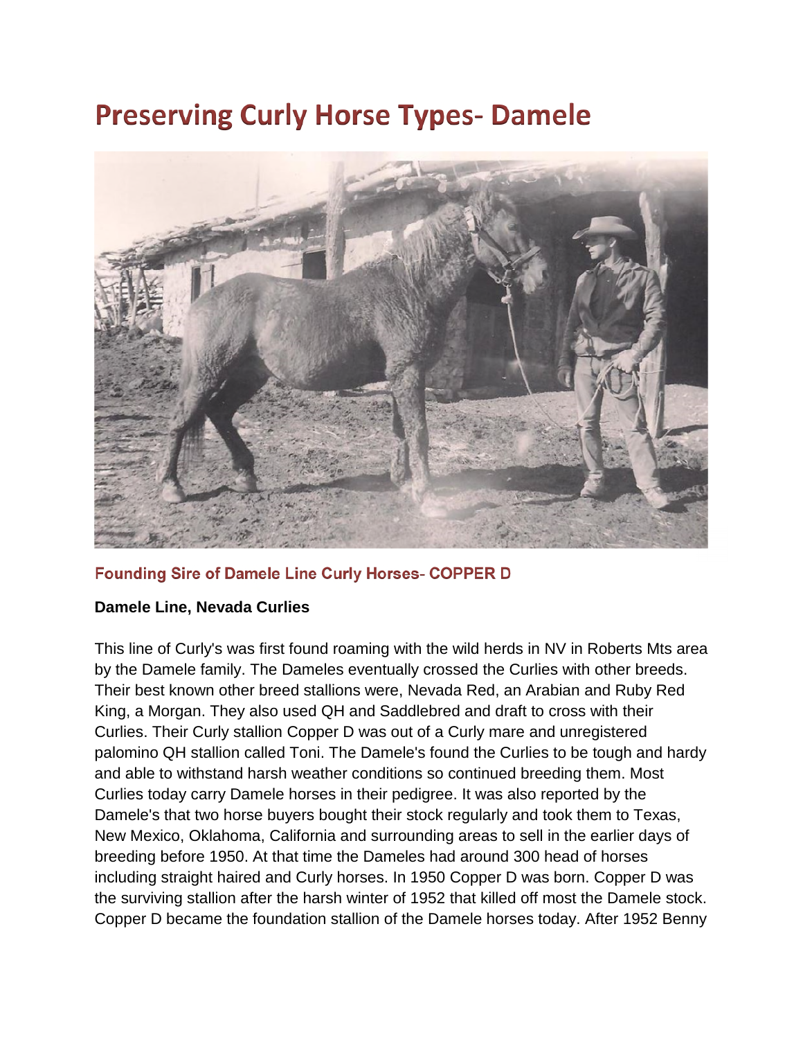# Preserving Curly Horse Types- Damele

Founding Sire of Damele Line Curly Horses- COPPER D

**Damele Line, Nevada Curlies**

This line of Curly's was first found roaming with the wild herds in NV in Roberts Mts area by the Damele family. The Dameles eventually crossed the Curlies with other breeds. Their best known other breed stallions were, Nevada Red, an Arabian and Ruby Red King, a Morgan. They also used QH and Saddlebred and draft to cross with their Curlies. Their Curly stallion Copper D was out of a Curly mare and unregistered palomino QH stallion called Toni. The Damele's found the Curlies to be tough and hardy and able to withstand harsh weather conditions so continued breeding them. Most Curlies today carry Damele horses in their pedigree. It was also reported by the Damele's that two horse buyers bought their stock regularly and took them to Texas, New Mexico, Oklahoma, California and surrounding areas to sell in the earlier days of breeding before 1950. At that time the Dameles had around 300 head of horses including straight haired and Curly horses. In 1950 Copper D was born. Copper D was the surviving stallion after the harsh winter of 1952 that killed off most the Damele stock. Copper D became the foundation stallion of the Damele horses today. After 1952 Benny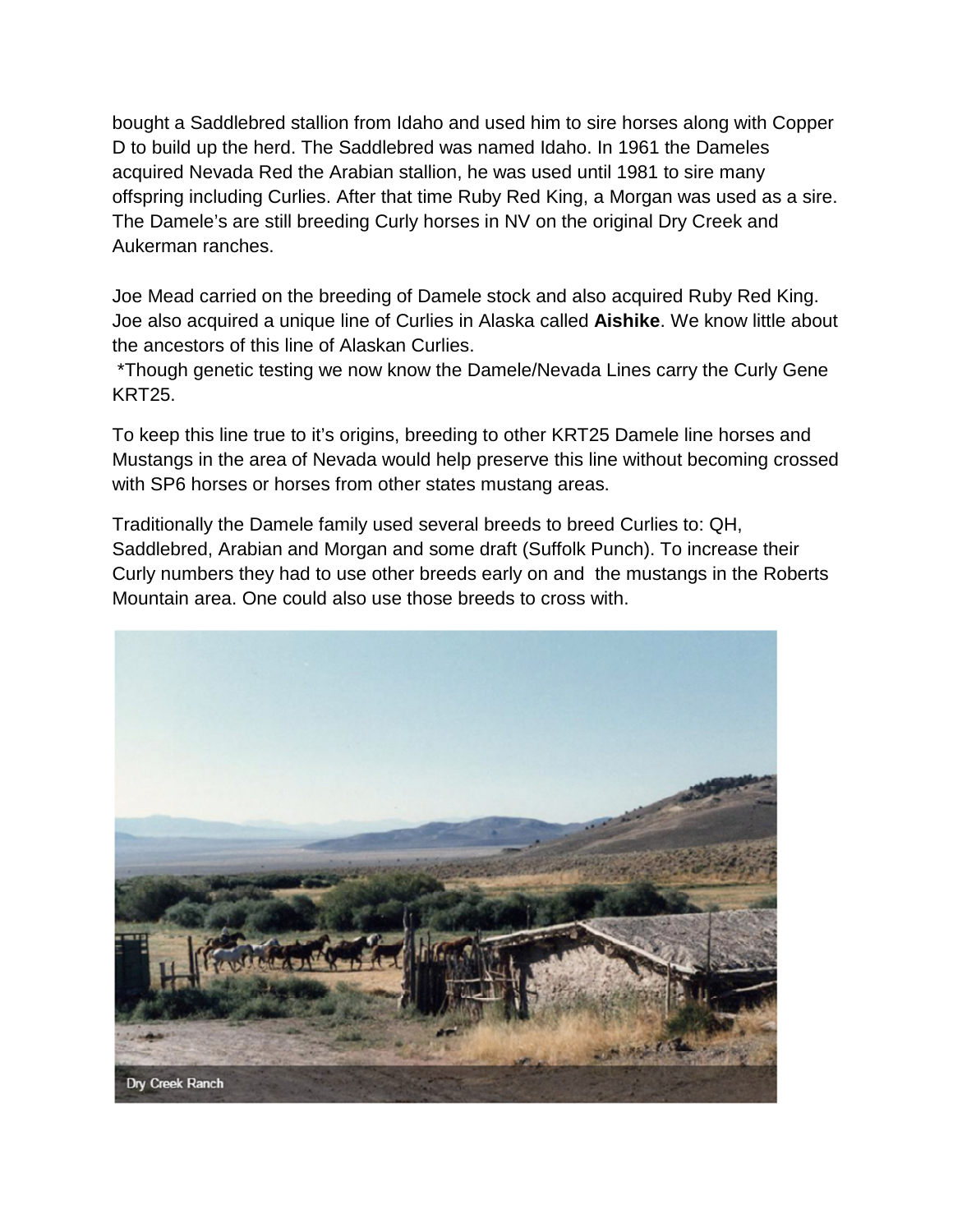bought a Saddlebred stallion from Idaho and used him to sire horses along with Copper D to build up the herd. The Saddlebred was named Idaho. In 1961 the Dameles acquired Nevada Red the Arabian stallion, he was used until 1981 to sire many offspring including Curlies. After that time Ruby Red King, a Morgan was used as a sire. The Damele's are still breeding Curly horses in NV on the original Dry Creek and Aukerman ranches.

Joe Mead carried on the breeding of Damele stock and also acquired Ruby Red King. Joe also acquired a unique line of Curlies in Alaska called **Aishike**. We know little about the ancestors of this line of Alaskan Curlies.

*Though genetic testing we now know the Damele/Nevada Lines carry the Curly Gene KRT25.

To keep this line true to it's origins, breeding to other KRT25 Damele line horses and Mustangs in the area of Nevada would help preserve this line without becoming crossed with SP6 horses or horses from other states mustang areas.

Traditionally the Damele family used several breeds to breed Curlies to: QH, Saddlebred, Arabian and Morgan and some draft (Suffolk Punch). To increase their Curly numbers they had to use other breeds early on and the mustangs in the Roberts Mountain area. One could also use those breeds to cross with.

Dry Creek Ranch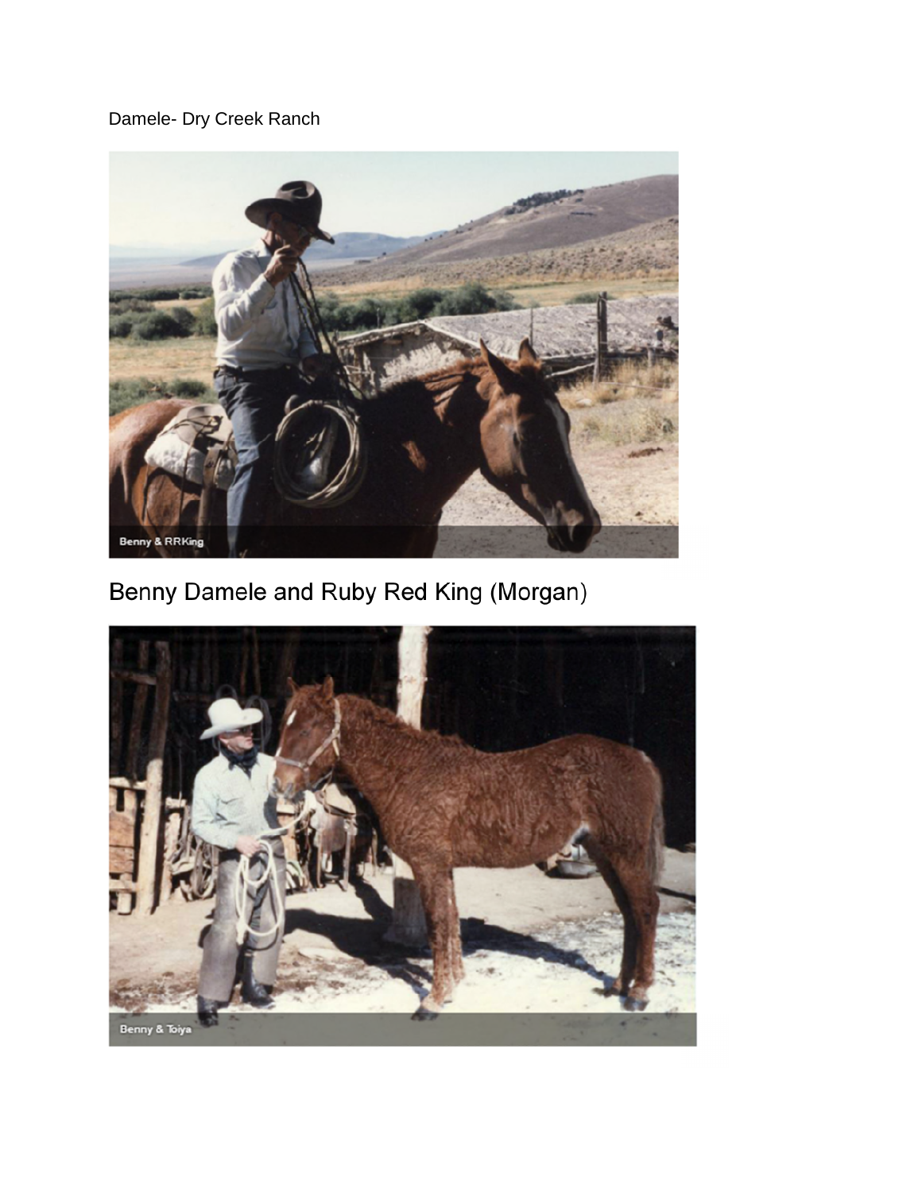Damele- Dry Creek Ranch

Benny & RRKing

Benny Damele and Ruby Red King (Morgan)

Benny & Toiya